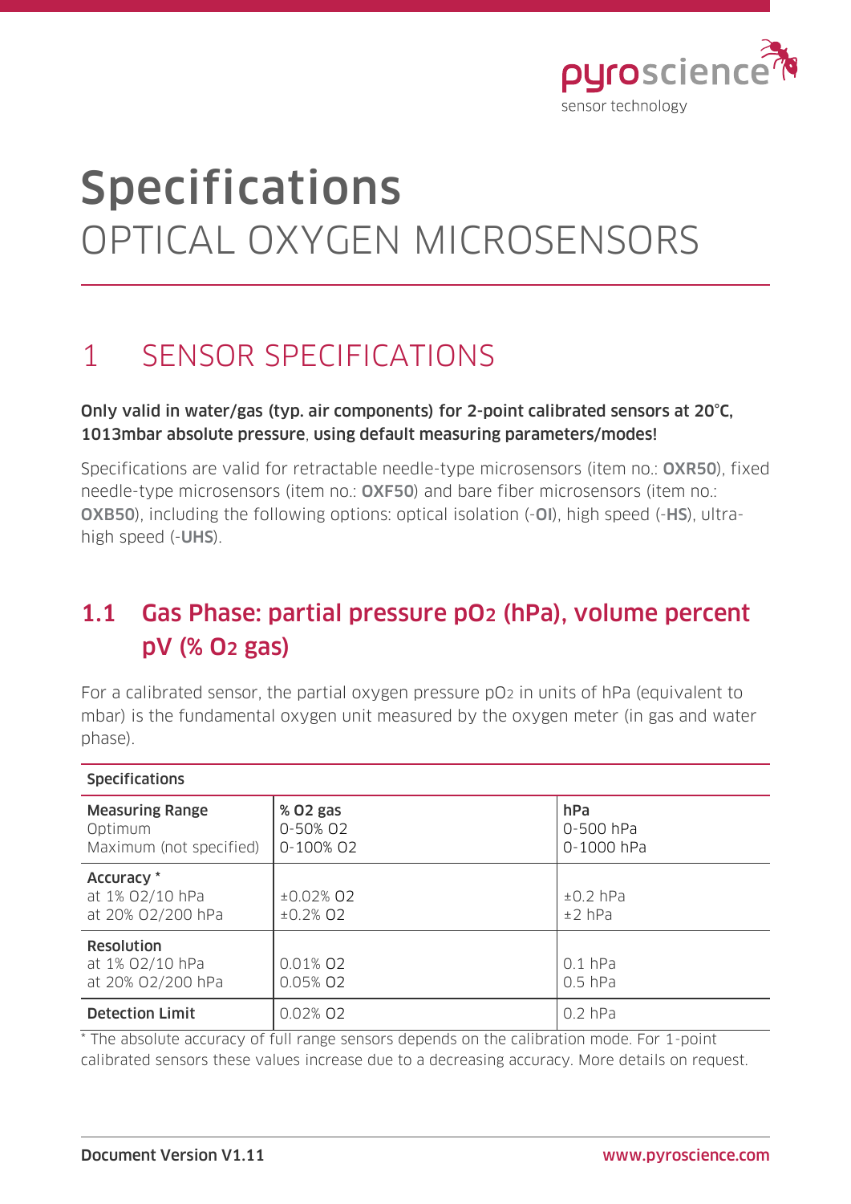# Specifications

# OPTICAL OXYGEN MICROSENSORS

## 1 SENSOR SPECIFICATIONS

**Only valid in water/gas (typ. air components) for 2-point calibrated sensors at 20°C, 1013mbar absolute pressure, using default measuring parameters/modes!**

Specifications are valid for retractable needle-type microsensors (item no.: **OXR50**), fixed needle-type microsensors (item no.: **OXF50**) and bare fiber microsensors (item no.: **OXB50**), including the following options: optical isolation (-**OI**), high speed (-**HS**), ultra-high speed (-**UHS**).

### 1.1 Gas Phase: partial pressure $pO_2$ (hPa), volume percent pV (% $O_2$ gas)

For a calibrated sensor, the partial oxygen pressure $pO_2$ in units of hPa (equivalent to mbar) is the fundamental oxygen unit measured by the oxygen meter (in gas and water phase).

| Specifications | | |
|---|---|---|
| **Measuring Range**<br>Optimum<br>Maximum (not specified) | **% O2 gas**<br>0-50% O2<br>0-100% O2 | **hPa**<br>0-500 hPa<br>0-1000 hPa |
| **Accuracy \***<br>at 1% O2/10 hPa<br>at 20% O2/200 hPa | <br>±0.02% O2<br>±0.2% O2 | <br>±0.2 hPa<br>±2 hPa |
| **Resolution**<br>at 1% O2/10 hPa<br>at 20% O2/200 hPa | <br>0.01% O2<br>0.05% O2 | <br>0.1 hPa<br>0.5 hPa |
| **Detection Limit** | 0.02% O2 | 0.2 hPa |

\* The absolute accuracy of full range sensors depends on the calibration mode. For 1-point calibrated sensors these values increase due to a decreasing accuracy. More details on request.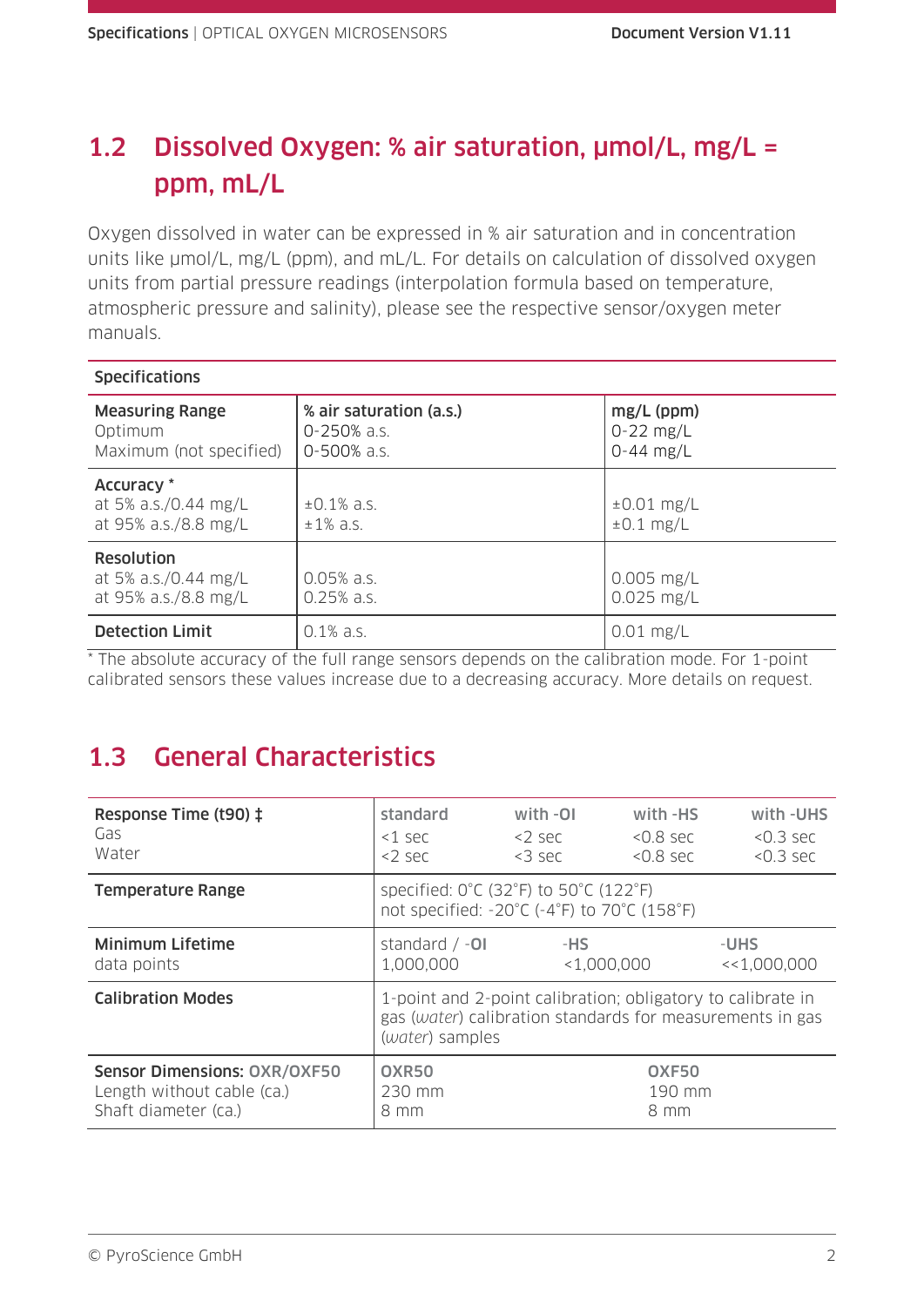## 1.2 Dissolved Oxygen: % air saturation, µmol/L, mg/L = ppm, mL/L

Oxygen dissolved in water can be expressed in % air saturation and in concentration units like µmol/L, mg/L (ppm), and mL/L. For details on calculation of dissolved oxygen units from partial pressure readings (interpolation formula based on temperature, atmospheric pressure and salinity), please see the respective sensor/oxygen meter manuals.

| **Specifications** | | |
|---|---|---|
| **Measuring Range**<br>Optimum<br>Maximum (not specified) | **% air saturation (a.s.)**<br>0-250% a.s.<br>0-500% a.s. | **mg/L (ppm)**<br>0-22 mg/L<br>0-44 mg/L |
| **Accuracy** *<br>at 5% a.s./0.44 mg/L<br>at 95% a.s./8.8 mg/L | ±0.1% a.s.<br>±1% a.s. | ±0.01 mg/L<br>±0.1 mg/L |
| **Resolution**<br>at 5% a.s./0.44 mg/L<br>at 95% a.s./8.8 mg/L | 0.05% a.s.<br>0.25% a.s. | 0.005 mg/L<br>0.025 mg/L |
| **Detection Limit** | 0.1% a.s. | 0.01 mg/L |

* The absolute accuracy of the full range sensors depends on the calibration mode. For 1-point calibrated sensors these values increase due to a decreasing accuracy. More details on request.

## 1.3 General Characteristics

| | | | | |
|---|---|---|---|---|
| **Response Time (t90)** ‡<br>Gas<br>Water | standard<br><1 sec<br><2 sec | with -OI<br><2 sec<br><3 sec | with -HS<br><0.8 sec<br><0.8 sec | with -UHS<br><0.3 sec<br><0.3 sec |
| **Temperature Range** | specified: 0°C (32°F) to 50°C (122°F)<br>not specified: -20°C (-4°F) to 70°C (158°F) | | | |
| **Minimum Lifetime**<br>data points | standard / -OI<br>1,000,000 | -HS<br><1,000,000 | | -UHS<br><<1,000,000 |
| **Calibration Modes** | 1-point and 2-point calibration; obligatory to calibrate in gas (*water*) calibration standards for measurements in gas (*water*) samples | | | |
| **Sensor Dimensions:** OXR/OXF50<br>Length without cable (ca.)<br>Shaft diameter (ca.) | OXR50<br>230 mm<br>8 mm | | OXF50<br>190 mm<br>8 mm | |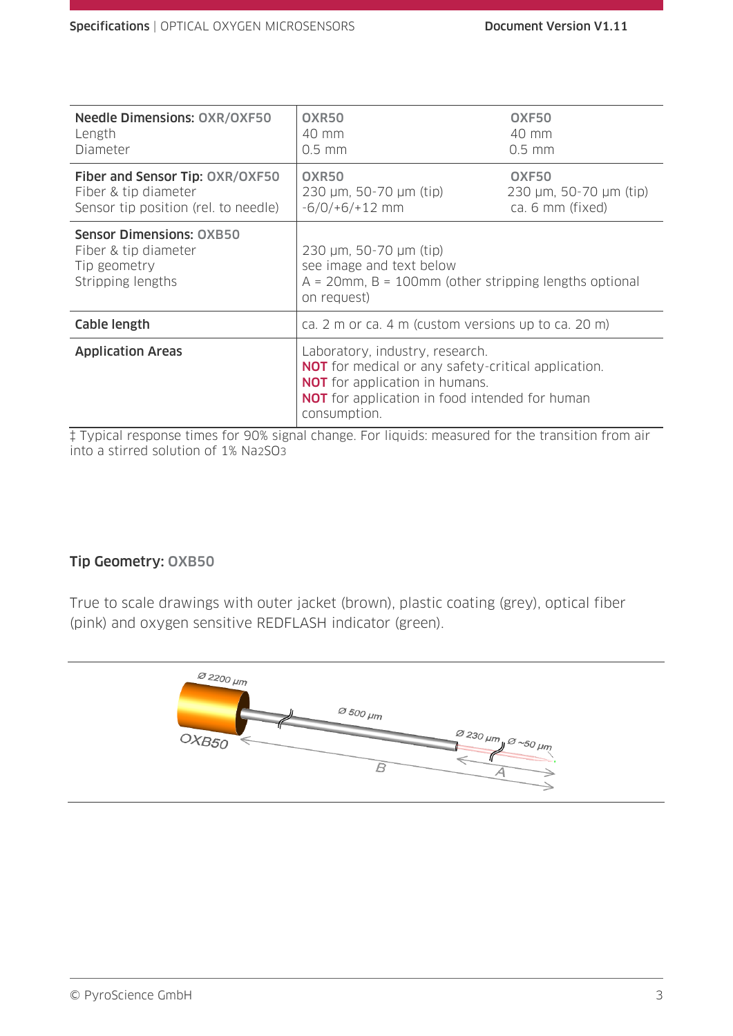| **Needle Dimensions:** OXR/OXF50<br>Length<br>Diameter | OXR50<br>40 mm<br>0.5 mm | OXF50<br>40 mm<br>0.5 mm |
|---|---|---|
| **Fiber and Sensor Tip:** OXR/OXF50<br>Fiber & tip diameter<br>Sensor tip position (rel. to needle) | OXR50<br>230 µm, 50-70 µm (tip)<br>-6/0/+6/+12 mm | OXF50<br>230 µm, 50-70 µm (tip)<br>ca. 6 mm (fixed) |
| **Sensor Dimensions:** OXB50<br>Fiber & tip diameter<br>Tip geometry<br>Stripping lengths | 230 µm, 50-70 µm (tip)<br>see image and text below<br>A = 20mm, B = 100mm (other stripping lengths optional on request) | |
| **Cable length** | ca. 2 m or ca. 4 m (custom versions up to ca. 20 m) | |
| **Application Areas** | Laboratory, industry, research.<br>**NOT** for medical or any safety-critical application.<br>**NOT** for application in humans.<br>**NOT** for application in food intended for human consumption. | |

‡ Typical response times for 90% signal change. For liquids: measured for the transition from air into a stirred solution of 1% $Na_2SO_3$

### Tip Geometry: OXB50

True to scale drawings with outer jacket (brown), plastic coating (grey), optical fiber (pink) and oxygen sensitive REDFLASH indicator (green).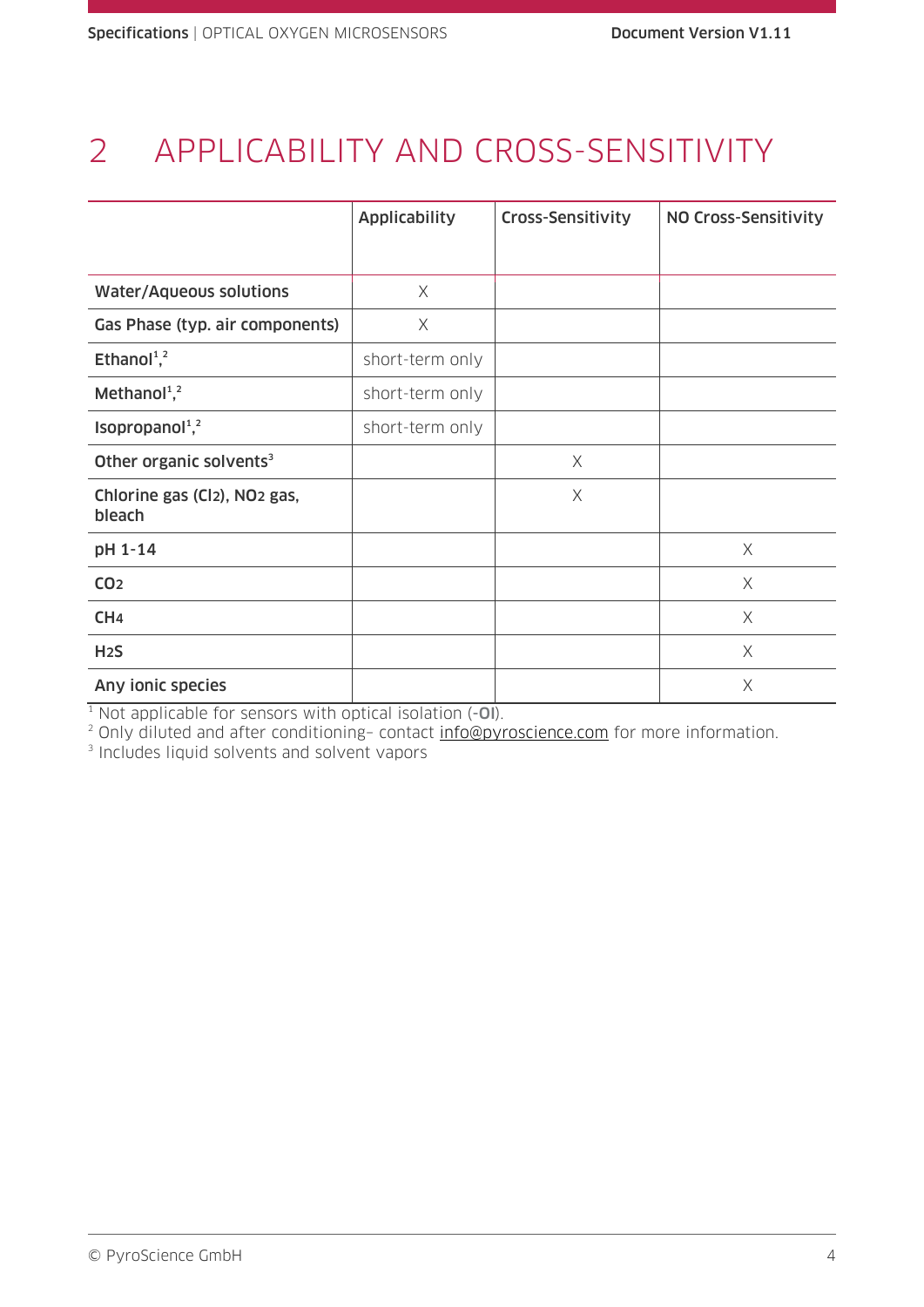## 2 APPLICABILITY AND CROSS-SENSITIVITY

| | Applicability | Cross-Sensitivity | NO Cross-Sensitivity |
|---|---|---|---|
| **Water/Aqueous solutions** | X | | |
| **Gas Phase (typ. air components)** | X | | |
| **Ethanol**[1,2] | short-term only | | |
| **Methanol**[1,2] | short-term only | | |
| **Isopropanol**[1,2] | short-term only | | |
| **Other organic solvents**[3] | | X | |
| **Chlorine gas ($Cl_2$), $NO_2$ gas, bleach** | | X | |
| **pH 1-14** | | | X |
| **$CO_2$** | | | X |
| **$CH_4$** | | | X |
| **$H_2S$** | | | X |
| **Any ionic species** | | | X |

[1] Not applicable for sensors with optical isolation (-**OI**).
[2] Only diluted and after conditioning– contact info@pyroscience.com for more information.
[3] Includes liquid solvents and solvent vapors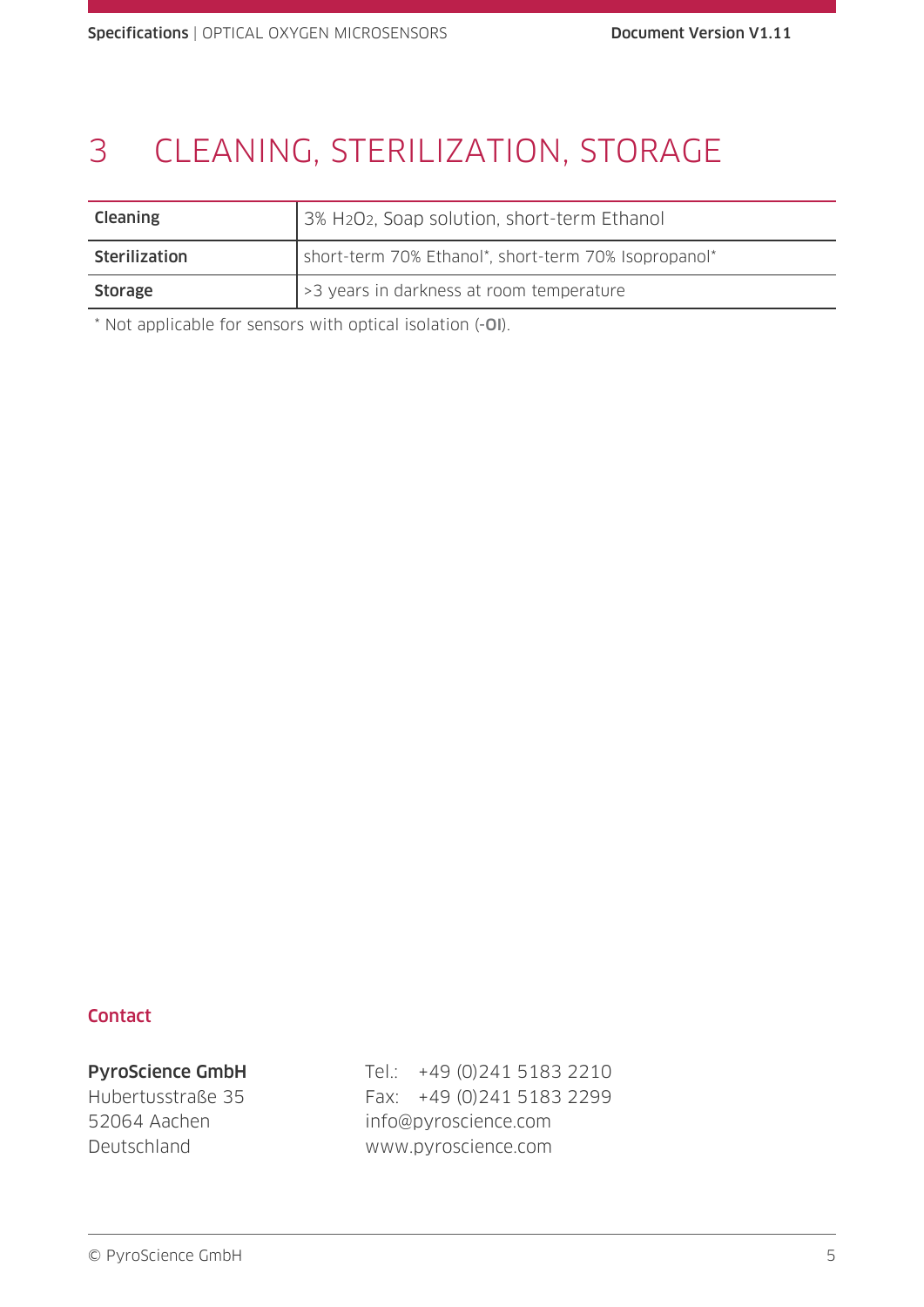# 3 CLEANING, STERILIZATION, STORAGE

| | |
|---|---|
| **Cleaning** | 3% $H_2O_2$, Soap solution, short-term Ethanol |
| **Sterilization** | short-term 70% Ethanol*, short-term 70% Isopropanol* |
| **Storage** | >3 years in darkness at room temperature |

* Not applicable for sensors with optical isolation (-**OI**).

## Contact

**PyroScience GmbH**
Hubertusstraße 35
52064 Aachen
Deutschland

Tel.: +49 (0)241 5183 2210
Fax: +49 (0)241 5183 2299
info@pyroscience.com
www.pyroscience.com

© PyroScience GmbH